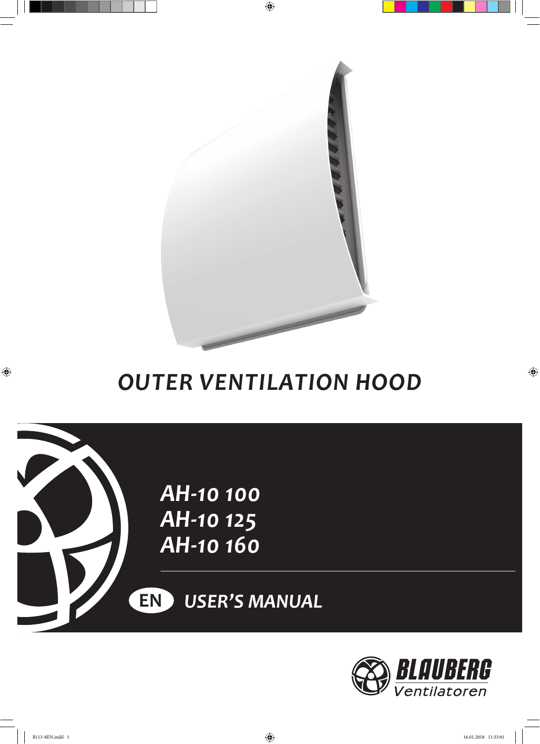# OUTER VENTILATION HOOD

## AH-10 100
## AH-10 125
## AH-10 160

EN **USER'S MANUAL**

BLAUBERG Ventilatoren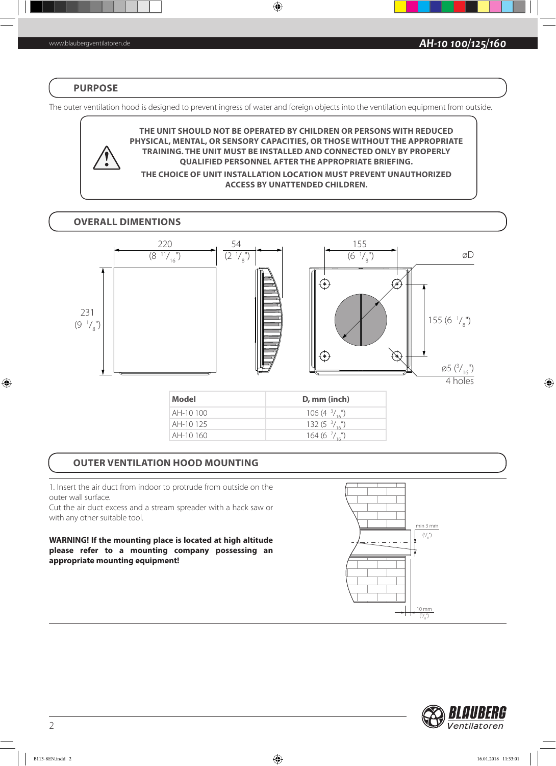## PURPOSE

The outer ventilation hood is designed to prevent ingress of water and foreign objects into the ventilation equipment from outside.

**THE UNIT SHOULD NOT BE OPERATED BY CHILDREN OR PERSONS WITH REDUCED PHYSICAL, MENTAL, OR SENSORY CAPACITIES, OR THOSE WITHOUT THE APPROPRIATE TRAINING. THE UNIT MUST BE INSTALLED AND CONNECTED ONLY BY PROPERLY QUALIFIED PERSONNEL AFTER THE APPROPRIATE BRIEFING.**

**THE CHOICE OF UNIT INSTALLATION LOCATION MUST PREVENT UNAUTHORIZED ACCESS BY UNATTENDED CHILDREN.**

## OVERALL DIMENTIONS

220 (8 11/16")
54 (2 1/8")
155 (6 1/8")
øD
231 (9 1/8")
155 (6 1/8")
ø5 (3/16")
4 holes

| Model | D, mm (inch) |
| --- | --- |
| AH-10 100 | 106 (4 3/16") |
| AH-10 125 | 132 (5 3/16") |
| AH-10 160 | 164 (6 7/16") |

## OUTER VENTILATION HOOD MOUNTING

1. Insert the air duct from indoor to protrude from outside on the outer wall surface.
Cut the air duct excess and a stream spreader with a hack saw or with any other suitable tool.

**WARNING! If the mounting place is located at high altitude please refer to a mounting company possessing an appropriate mounting equipment!**

min 3 mm (1/8")

10 mm (3/8")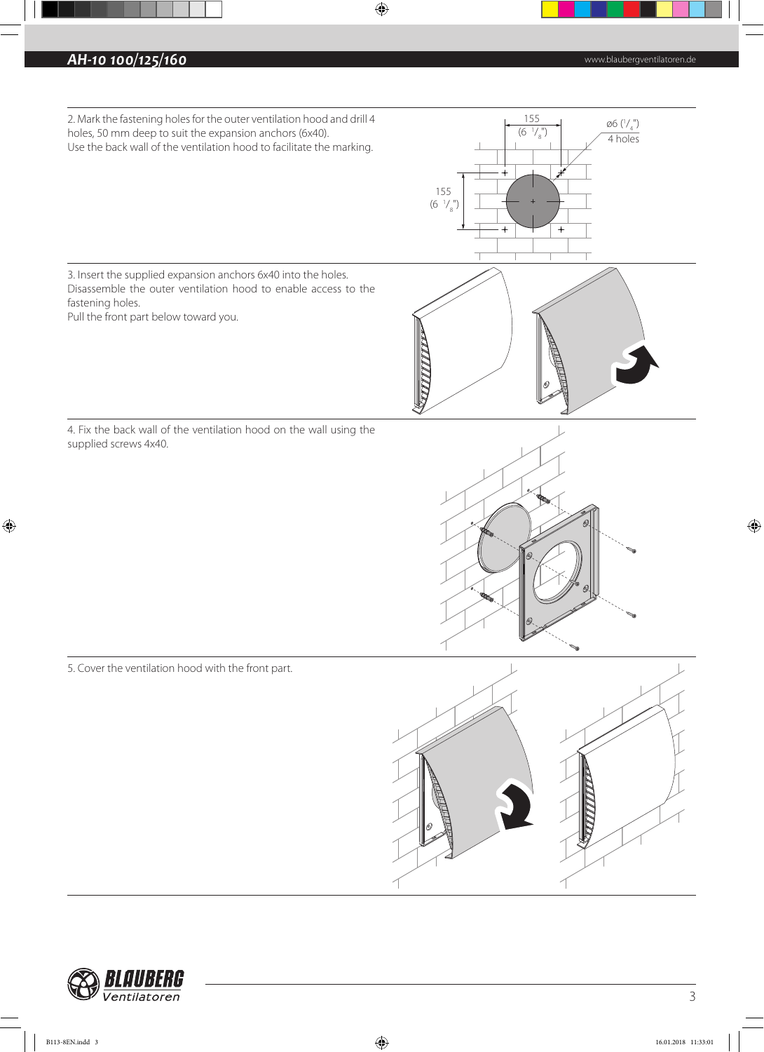2. Mark the fastening holes for the outer ventilation hood and drill 4 holes, 50 mm deep to suit the expansion anchors (6x40).
Use the back wall of the ventilation hood to facilitate the marking.

155
(6 1/8")

155
(6 1/8")

ø6 (1/4")
4 holes

3. Insert the supplied expansion anchors 6x40 into the holes.
Disassemble the outer ventilation hood to enable access to the fastening holes.
Pull the front part below toward you.

4. Fix the back wall of the ventilation hood on the wall using the supplied screws 4x40.

5. Cover the ventilation hood with the front part.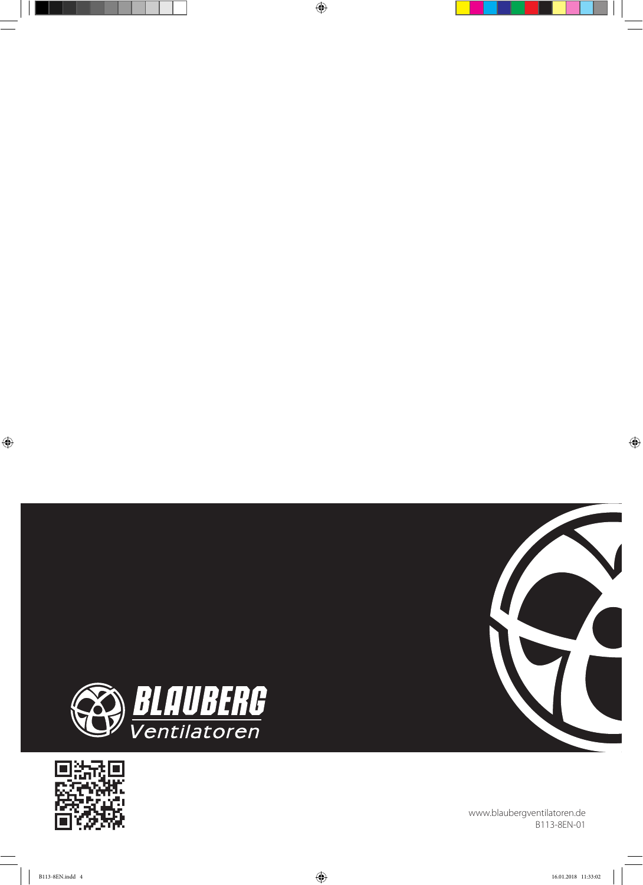BLAUBERG

Ventilatoren

www.blaubergventilatoren.de

B113-8EN-01